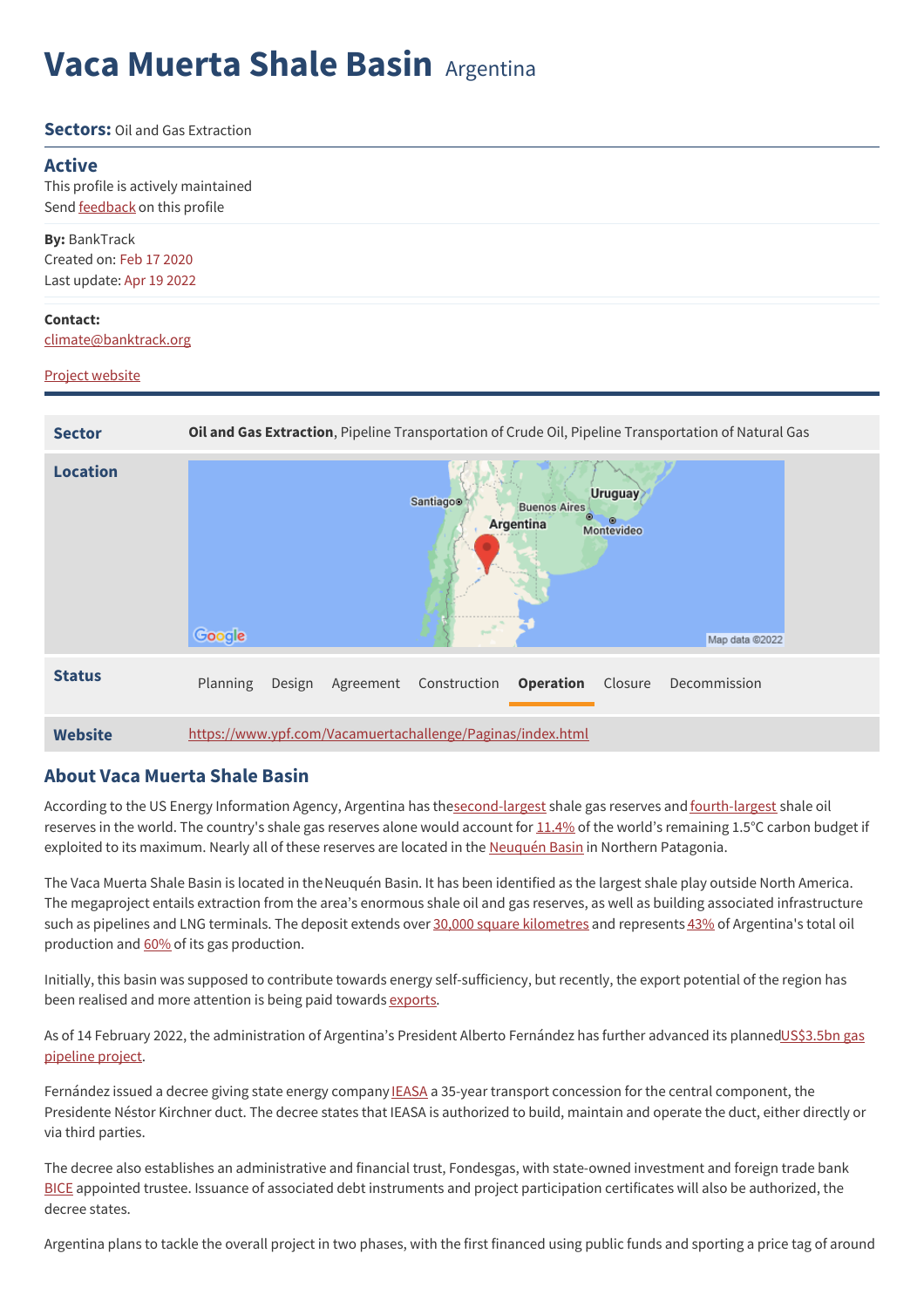# Vaca Muerta Shale Basin Argentina

**Sectors:** Oil and Gas Extraction

## Active

This profile is actively maintained

Send feedback on this profile

**By:** BankTrack

Created on: Feb 17 2020

Last update: Apr 19 2022

**Contact:**

climate@banktrack.org

Project website

| | |
|---|---|
| **Sector** | **Oil and Gas Extraction**, Pipeline Transportation of Crude Oil, Pipeline Transportation of Natural Gas |
| **Location** | |
| **Status** | Planning Design Agreement Construction **Operation** Closure Decommission |
| **Website** | https://www.ypf.com/Vacamuertachallenge/Paginas/index.html |

## About Vaca Muerta Shale Basin

According to the US Energy Information Agency, Argentina has the second-largest shale gas reserves and fourth-largest shale oil reserves in the world. The country's shale gas reserves alone would account for 11.4% of the world's remaining 1.5°C carbon budget if exploited to its maximum. Nearly all of these reserves are located in the Neuquén Basin in Northern Patagonia.

The Vaca Muerta Shale Basin is located in the Neuquén Basin. It has been identified as the largest shale play outside North America. The megaproject entails extraction from the area's enormous shale oil and gas reserves, as well as building associated infrastructure such as pipelines and LNG terminals. The deposit extends over 30,000 square kilometres and represents 43% of Argentina's total oil production and 60% of its gas production.

Initially, this basin was supposed to contribute towards energy self-sufficiency, but recently, the export potential of the region has been realised and more attention is being paid towards exports.

As of 14 February 2022, the administration of Argentina's President Alberto Fernández has further advanced its planned US$3.5bn gas pipeline project.

Fernández issued a decree giving state energy company IEASA a 35-year transport concession for the central component, the Presidente Néstor Kirchner duct. The decree states that IEASA is authorized to build, maintain and operate the duct, either directly or via third parties.

The decree also establishes an administrative and financial trust, Fondesgas, with state-owned investment and foreign trade bank BICE appointed trustee. Issuance of associated debt instruments and project participation certificates will also be authorized, the decree states.

Argentina plans to tackle the overall project in two phases, with the first financed using public funds and sporting a price tag of around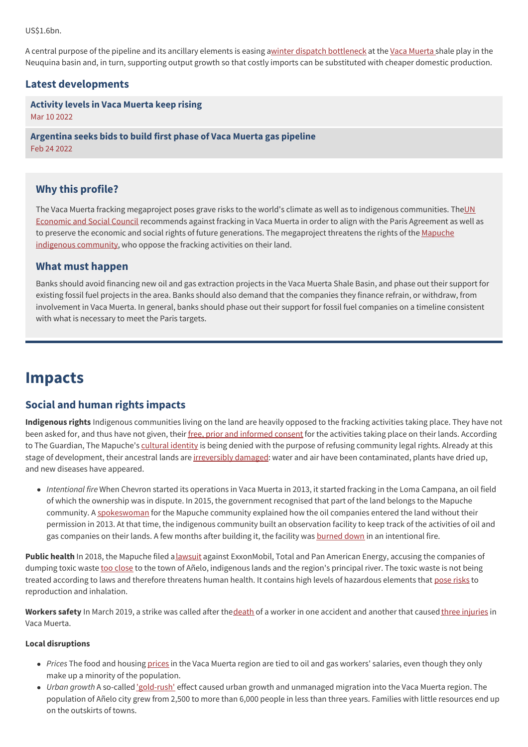US$1.6bn.

A central purpose of the pipeline and its ancillary elements is easing a winter dispatch bottleneck at the Vaca Muerta shale play in the Neuquina basin and, in turn, supporting output growth so that costly imports can be substituted with cheaper domestic production.

### Latest developments

**Activity levels in Vaca Muerta keep rising**
Mar 10 2022

**Argentina seeks bids to build first phase of Vaca Muerta gas pipeline**
Feb 24 2022

### Why this profile?

The Vaca Muerta fracking megaproject poses grave risks to the world's climate as well as to indigenous communities. The UN Economic and Social Council recommends against fracking in Vaca Muerta in order to align with the Paris Agreement as well as to preserve the economic and social rights of future generations. The megaproject threatens the rights of the Mapuche indigenous community, who oppose the fracking activities on their land.

### What must happen

Banks should avoid financing new oil and gas extraction projects in the Vaca Muerta Shale Basin, and phase out their support for existing fossil fuel projects in the area. Banks should also demand that the companies they finance refrain, or withdraw, from involvement in Vaca Muerta. In general, banks should phase out their support for fossil fuel companies on a timeline consistent with what is necessary to meet the Paris targets.

# Impacts

## Social and human rights impacts

**Indigenous rights** Indigenous communities living on the land are heavily opposed to the fracking activities taking place. They have not been asked for, and thus have not given, their free, prior and informed consent for the activities taking place on their lands. According to The Guardian, The Mapuche's cultural identity is being denied with the purpose of refusing community legal rights. Already at this stage of development, their ancestral lands are irreversibly damaged: water and air have been contaminated, plants have dried up, and new diseases have appeared.

- *Intentional fire* When Chevron started its operations in Vaca Muerta in 2013, it started fracking in the Loma Campana, an oil field of which the ownership was in dispute. In 2015, the government recognised that part of the land belongs to the Mapuche community. A spokeswoman for the Mapuche community explained how the oil companies entered the land without their permission in 2013. At that time, the indigenous community built an observation facility to keep track of the activities of oil and gas companies on their lands. A few months after building it, the facility was burned down in an intentional fire.

**Public health** In 2018, the Mapuche filed a lawsuit against ExxonMobil, Total and Pan American Energy, accusing the companies of dumping toxic waste too close to the town of Añelo, indigenous lands and the region's principal river. The toxic waste is not being treated according to laws and therefore threatens human health. It contains high levels of hazardous elements that pose risks to reproduction and inhalation.

**Workers safety** In March 2019, a strike was called after the death of a worker in one accident and another that caused three injuries in Vaca Muerta.

**Local disruptions**

- *Prices* The food and housing prices in the Vaca Muerta region are tied to oil and gas workers' salaries, even though they only make up a minority of the population.
- *Urban growth* A so-called 'gold-rush' effect caused urban growth and unmanaged migration into the Vaca Muerta region. The population of Añelo city grew from 2,500 to more than 6,000 people in less than three years. Families with little resources end up on the outskirts of towns.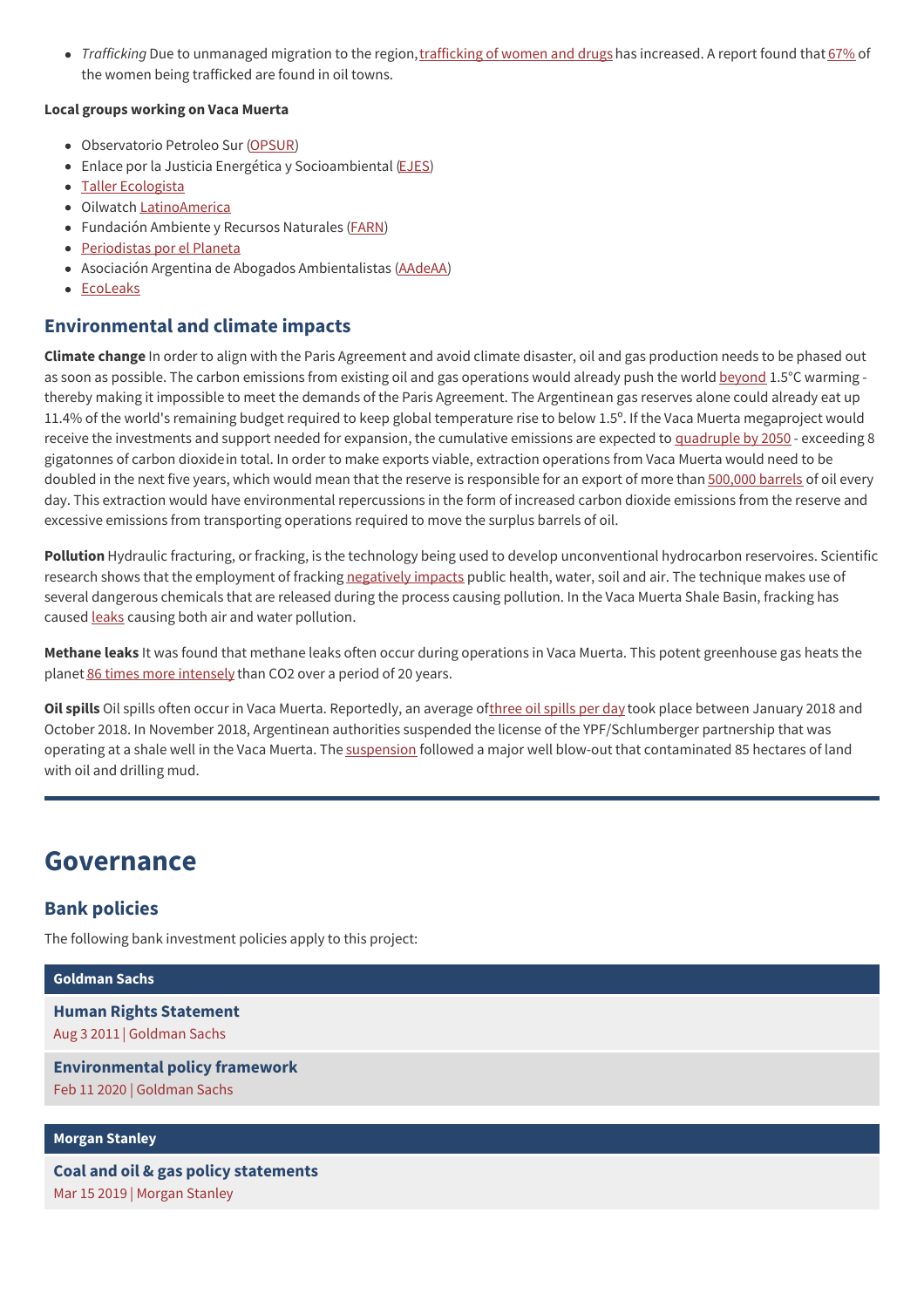- *Trafficking* Due to unmanaged migration to the region, trafficking of women and drugs has increased. A report found that 67% of the women being trafficked are found in oil towns.

**Local groups working on Vaca Muerta**

- Observatorio Petroleo Sur (OPSUR)
- Enlace por la Justicia Energética y Socioambiental (EJES)
- Taller Ecologista
- Oilwatch LatinoAmerica
- Fundación Ambiente y Recursos Naturales (FARN)
- Periodistas por el Planeta
- Asociación Argentina de Abogados Ambientalistas (AAdeAA)
- EcoLeaks

### Environmental and climate impacts

**Climate change** In order to align with the Paris Agreement and avoid climate disaster, oil and gas production needs to be phased out as soon as possible. The carbon emissions from existing oil and gas operations would already push the world beyond 1.5°C warming - thereby making it impossible to meet the demands of the Paris Agreement. The Argentinean gas reserves alone could already eat up 11.4% of the world's remaining budget required to keep global temperature rise to below 1.5°. If the Vaca Muerta megaproject would receive the investments and support needed for expansion, the cumulative emissions are expected to quadruple by 2050 - exceeding 8 gigatonnes of carbon dioxide in total. In order to make exports viable, extraction operations from Vaca Muerta would need to be doubled in the next five years, which would mean that the reserve is responsible for an export of more than 500,000 barrels of oil every day. This extraction would have environmental repercussions in the form of increased carbon dioxide emissions from the reserve and excessive emissions from transporting operations required to move the surplus barrels of oil.

**Pollution** Hydraulic fracturing, or fracking, is the technology being used to develop unconventional hydrocarbon reservoires. Scientific research shows that the employment of fracking negatively impacts public health, water, soil and air. The technique makes use of several dangerous chemicals that are released during the process causing pollution. In the Vaca Muerta Shale Basin, fracking has caused leaks causing both air and water pollution.

**Methane leaks** It was found that methane leaks often occur during operations in Vaca Muerta. This potent greenhouse gas heats the planet 86 times more intensely than CO2 over a period of 20 years.

**Oil spills** Oil spills often occur in Vaca Muerta. Reportedly, an average of three oil spills per day took place between January 2018 and October 2018. In November 2018, Argentinean authorities suspended the license of the YPF/Schlumberger partnership that was operating at a shale well in the Vaca Muerta. The suspension followed a major well blow-out that contaminated 85 hectares of land with oil and drilling mud.

# Governance

## Bank policies

The following bank investment policies apply to this project:

**Goldman Sachs**

**Human Rights Statement**
Aug 3 2011 | Goldman Sachs

**Environmental policy framework**
Feb 11 2020 | Goldman Sachs

**Morgan Stanley**

**Coal and oil & gas policy statements**
Mar 15 2019 | Morgan Stanley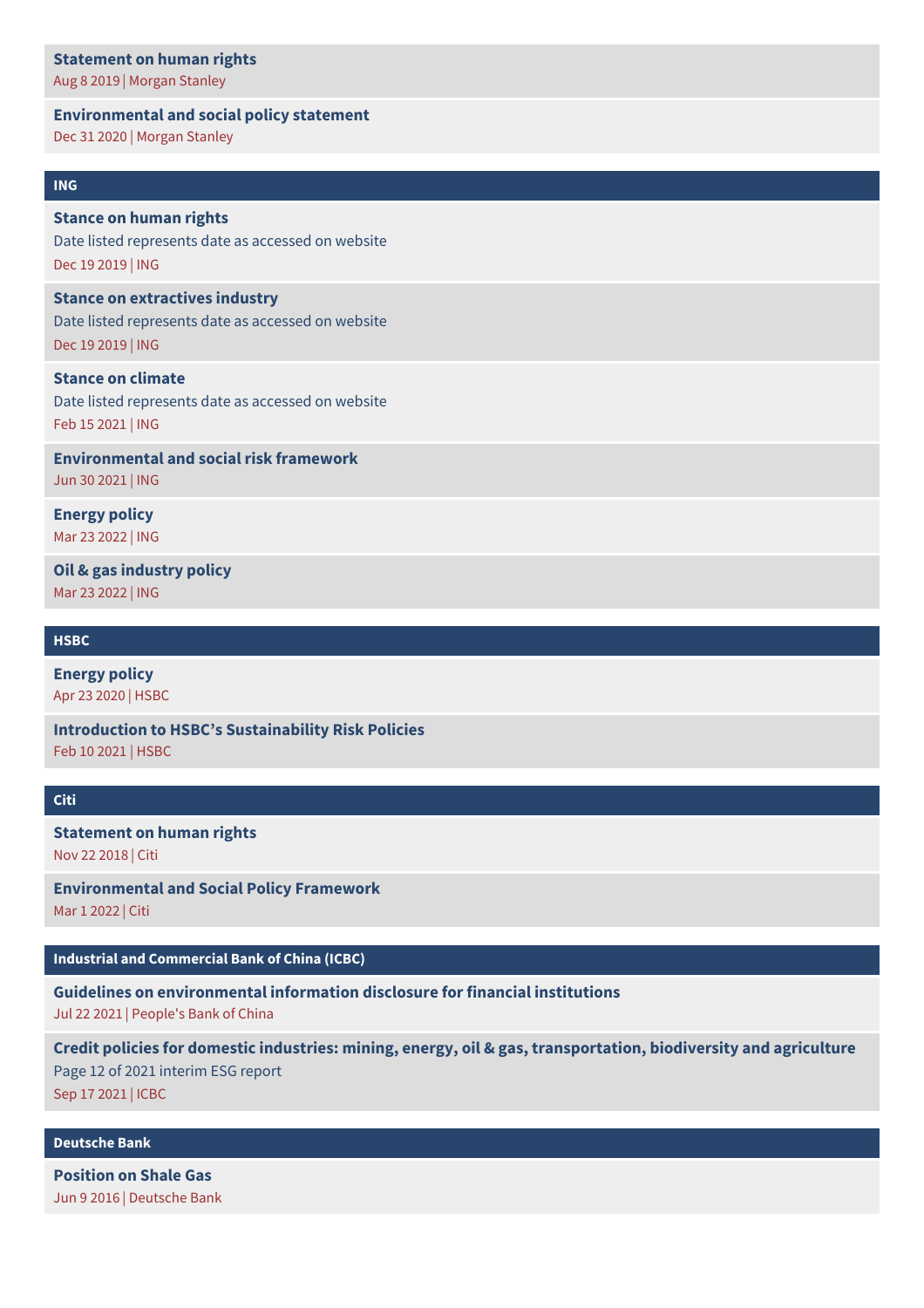**Statement on human rights**
Aug 8 2019 | Morgan Stanley

**Environmental and social policy statement**
Dec 31 2020 | Morgan Stanley

## ING

**Stance on human rights**
Date listed represents date as accessed on website
Dec 19 2019 | ING

**Stance on extractives industry**
Date listed represents date as accessed on website
Dec 19 2019 | ING

**Stance on climate**
Date listed represents date as accessed on website
Feb 15 2021 | ING

**Environmental and social risk framework**
Jun 30 2021 | ING

**Energy policy**
Mar 23 2022 | ING

**Oil & gas industry policy**
Mar 23 2022 | ING

## HSBC

**Energy policy**
Apr 23 2020 | HSBC

**Introduction to HSBC's Sustainability Risk Policies**
Feb 10 2021 | HSBC

## Citi

**Statement on human rights**
Nov 22 2018 | Citi

**Environmental and Social Policy Framework**
Mar 1 2022 | Citi

## Industrial and Commercial Bank of China (ICBC)

**Guidelines on environmental information disclosure for financial institutions**
Jul 22 2021 | People's Bank of China

**Credit policies for domestic industries: mining, energy, oil & gas, transportation, biodiversity and agriculture**
Page 12 of 2021 interim ESG report
Sep 17 2021 | ICBC

## Deutsche Bank

**Position on Shale Gas**
Jun 9 2016 | Deutsche Bank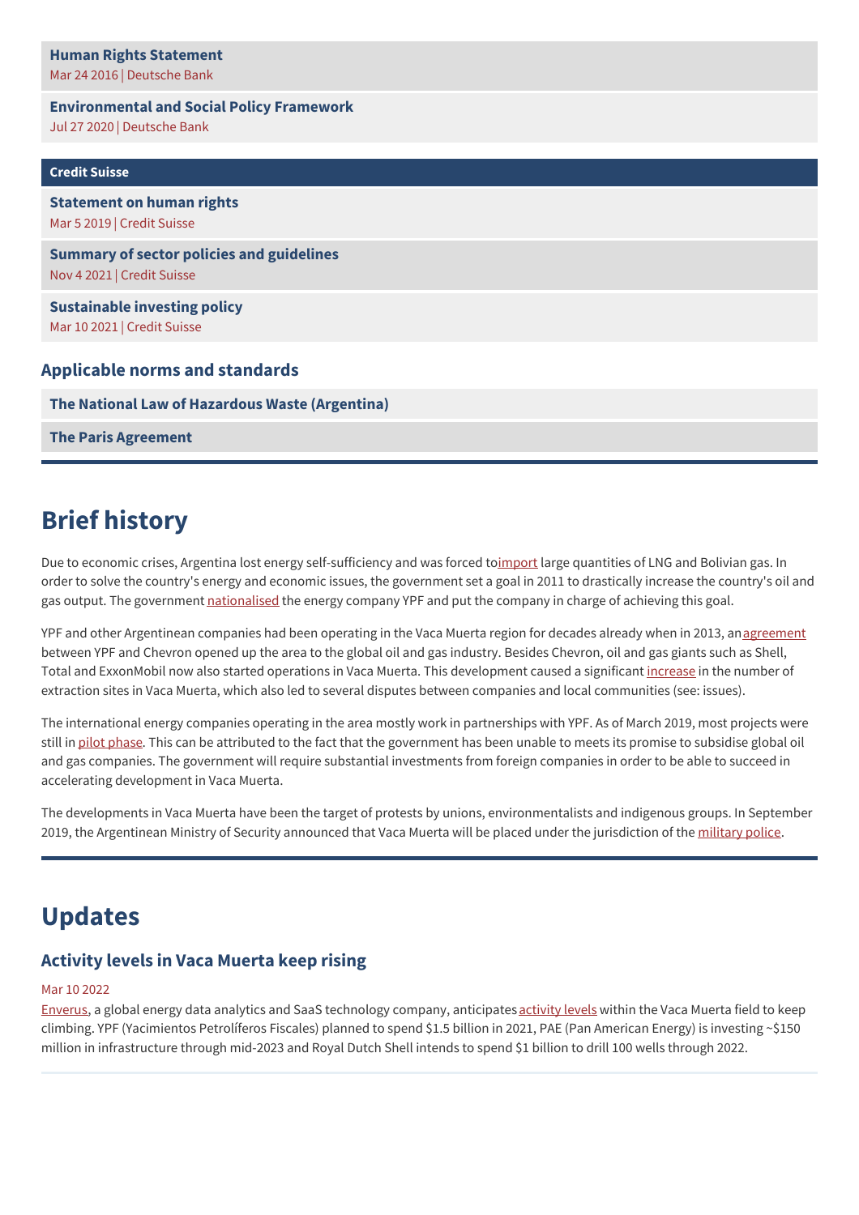**Human Rights Statement**
Mar 24 2016 | Deutsche Bank

**Environmental and Social Policy Framework**
Jul 27 2020 | Deutsche Bank

**Credit Suisse**

**Statement on human rights**
Mar 5 2019 | Credit Suisse

**Summary of sector policies and guidelines**
Nov 4 2021 | Credit Suisse

**Sustainable investing policy**
Mar 10 2021 | Credit Suisse

### Applicable norms and standards

**The National Law of Hazardous Waste (Argentina)**

**The Paris Agreement**

## Brief history

Due to economic crises, Argentina lost energy self-sufficiency and was forced toimport large quantities of LNG and Bolivian gas. In order to solve the country's energy and economic issues, the government set a goal in 2011 to drastically increase the country's oil and gas output. The government nationalised the energy company YPF and put the company in charge of achieving this goal.

YPF and other Argentinean companies had been operating in the Vaca Muerta region for decades already when in 2013, anagreement between YPF and Chevron opened up the area to the global oil and gas industry. Besides Chevron, oil and gas giants such as Shell, Total and ExxonMobil now also started operations in Vaca Muerta. This development caused a significant increase in the number of extraction sites in Vaca Muerta, which also led to several disputes between companies and local communities (see: issues).

The international energy companies operating in the area mostly work in partnerships with YPF. As of March 2019, most projects were still in pilot phase. This can be attributed to the fact that the government has been unable to meets its promise to subsidise global oil and gas companies. The government will require substantial investments from foreign companies in order to be able to succeed in accelerating development in Vaca Muerta.

The developments in Vaca Muerta have been the target of protests by unions, environmentalists and indigenous groups. In September 2019, the Argentinean Ministry of Security announced that Vaca Muerta will be placed under the jurisdiction of the military police.

## Updates

### Activity levels in Vaca Muerta keep rising

Mar 10 2022

Enverus, a global energy data analytics and SaaS technology company, anticipatesactivity levels within the Vaca Muerta field to keep climbing. YPF (Yacimientos Petrolíferos Fiscales) planned to spend $1.5 billion in 2021, PAE (Pan American Energy) is investing ~$150 million in infrastructure through mid-2023 and Royal Dutch Shell intends to spend $1 billion to drill 100 wells through 2022.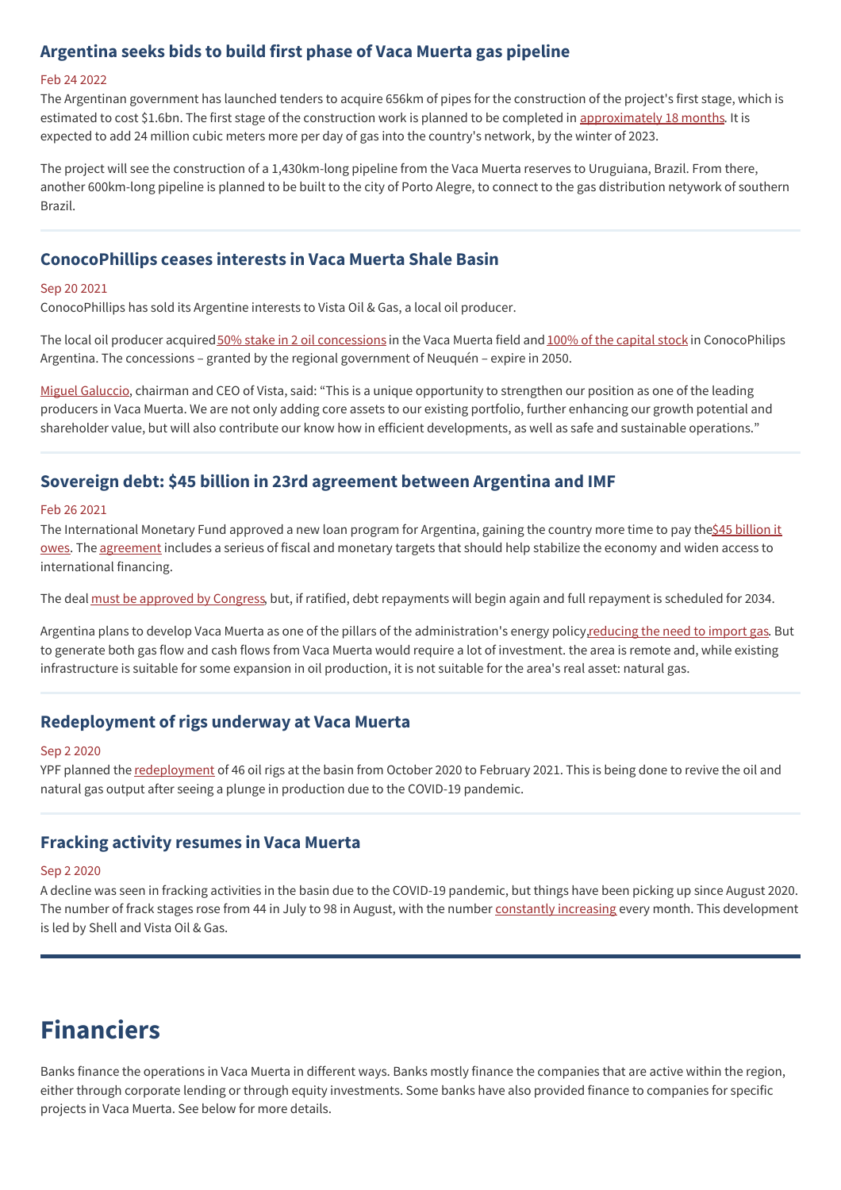## Argentina seeks bids to build first phase of Vaca Muerta gas pipeline

Feb 24 2022

The Argentinan government has launched tenders to acquire 656km of pipes for the construction of the project's first stage, which is estimated to cost $1.6bn. The first stage of the construction work is planned to be completed in approximately 18 months. It is expected to add 24 million cubic meters more per day of gas into the country's network, by the winter of 2023.

The project will see the construction of a 1,430km-long pipeline from the Vaca Muerta reserves to Uruguiana, Brazil. From there, another 600km-long pipeline is planned to be built to the city of Porto Alegre, to connect to the gas distribution netywork of southern Brazil.

## ConocoPhillips ceases interests in Vaca Muerta Shale Basin

Sep 20 2021

ConocoPhillips has sold its Argentine interests to Vista Oil & Gas, a local oil producer.

The local oil producer acquired 50% stake in 2 oil concessions in the Vaca Muerta field and 100% of the capital stock in ConocoPhilips Argentina. The concessions – granted by the regional government of Neuquén – expire in 2050.

Miguel Galuccio, chairman and CEO of Vista, said: "This is a unique opportunity to strengthen our position as one of the leading producers in Vaca Muerta. We are not only adding core assets to our existing portfolio, further enhancing our growth potential and shareholder value, but will also contribute our know how in efficient developments, as well as safe and sustainable operations."

## Sovereign debt: $45 billion in 23rd agreement between Argentina and IMF

Feb 26 2021

The International Monetary Fund approved a new loan program for Argentina, gaining the country more time to pay the $45 billion it owes. The agreement includes a serieus of fiscal and monetary targets that should help stabilize the economy and widen access to international financing.

The deal must be approved by Congress, but, if ratified, debt repayments will begin again and full repayment is scheduled for 2034.

Argentina plans to develop Vaca Muerta as one of the pillars of the administration's energy policy, reducing the need to import gas. But to generate both gas flow and cash flows from Vaca Muerta would require a lot of investment. the area is remote and, while existing infrastructure is suitable for some expansion in oil production, it is not suitable for the area's real asset: natural gas.

## Redeployment of rigs underway at Vaca Muerta

Sep 2 2020

YPF planned the redeployment of 46 oil rigs at the basin from October 2020 to February 2021. This is being done to revive the oil and natural gas output after seeing a plunge in production due to the COVID-19 pandemic.

## Fracking activity resumes in Vaca Muerta

Sep 2 2020

A decline was seen in fracking activities in the basin due to the COVID-19 pandemic, but things have been picking up since August 2020. The number of frack stages rose from 44 in July to 98 in August, with the number constantly increasing every month. This development is led by Shell and Vista Oil & Gas.

# Financiers

Banks finance the operations in Vaca Muerta in different ways. Banks mostly finance the companies that are active within the region, either through corporate lending or through equity investments. Some banks have also provided finance to companies for specific projects in Vaca Muerta. See below for more details.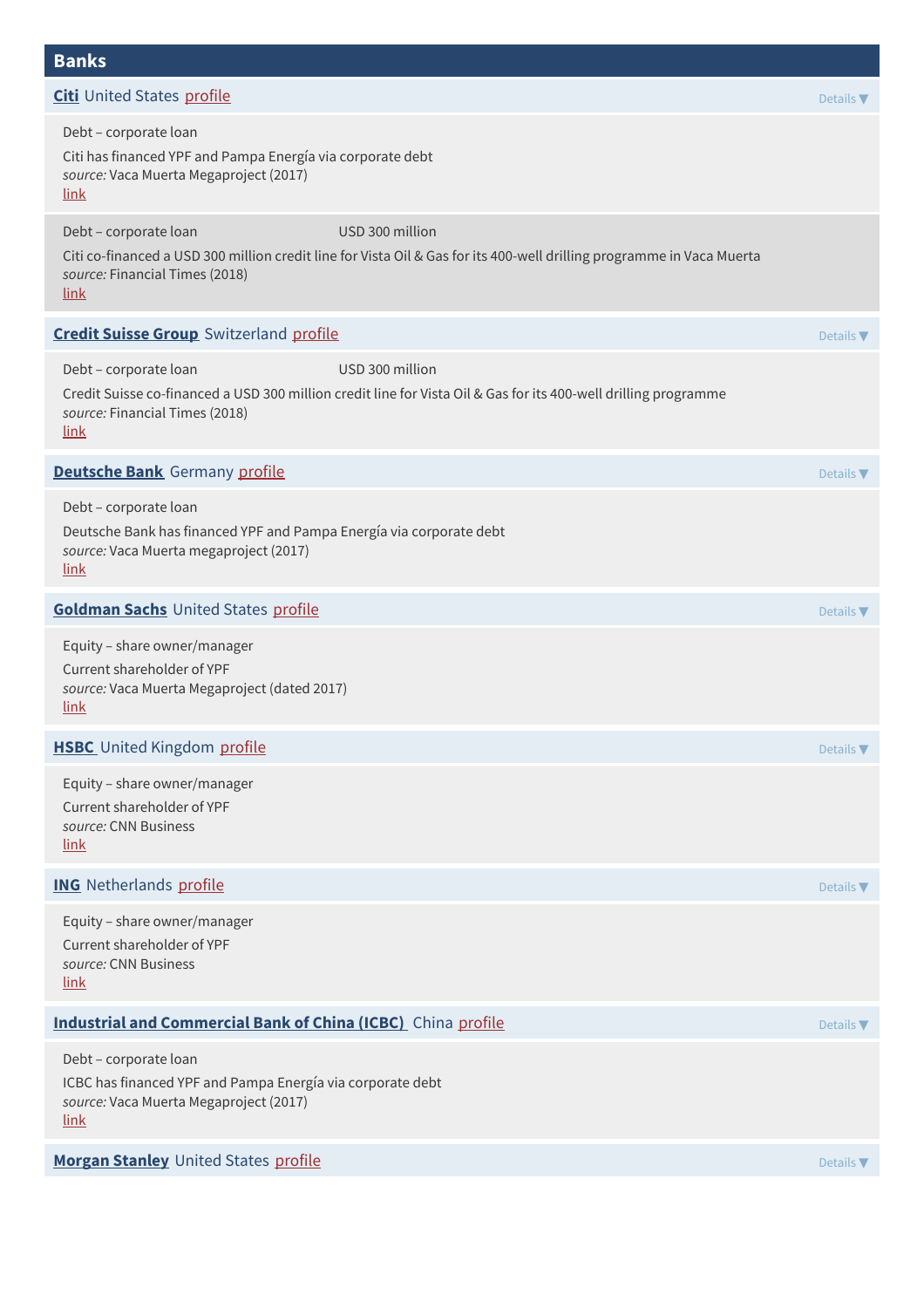## Banks

### **Citi** United States profile

Details ▼

Debt – corporate loan

Citi has financed YPF and Pampa Energía via corporate debt
*source:* Vaca Muerta Megaproject (2017)
link

Debt – corporate loan USD 300 million

Citi co-financed a USD 300 million credit line for Vista Oil & Gas for its 400-well drilling programme in Vaca Muerta
*source:* Financial Times (2018)
link

### **Credit Suisse Group** Switzerland profile

Details ▼

Debt – corporate loan USD 300 million

Credit Suisse co-financed a USD 300 million credit line for Vista Oil & Gas for its 400-well drilling programme
*source:* Financial Times (2018)
link

### **Deutsche Bank** Germany profile

Details ▼

Debt – corporate loan

Deutsche Bank has financed YPF and Pampa Energía via corporate debt
*source:* Vaca Muerta megaproject (2017)
link

### **Goldman Sachs** United States profile

Details ▼

Equity – share owner/manager

Current shareholder of YPF
*source:* Vaca Muerta Megaproject (dated 2017)
link

### **HSBC** United Kingdom profile

Details ▼

Equity – share owner/manager

Current shareholder of YPF
*source:* CNN Business
link

### **ING** Netherlands profile

Details ▼

Equity – share owner/manager

Current shareholder of YPF
*source:* CNN Business
link

### **Industrial and Commercial Bank of China (ICBC)** China profile

Details ▼

Debt – corporate loan

ICBC has financed YPF and Pampa Energía via corporate debt
*source:* Vaca Muerta Megaproject (2017)
link

### **Morgan Stanley** United States profile

Details ▼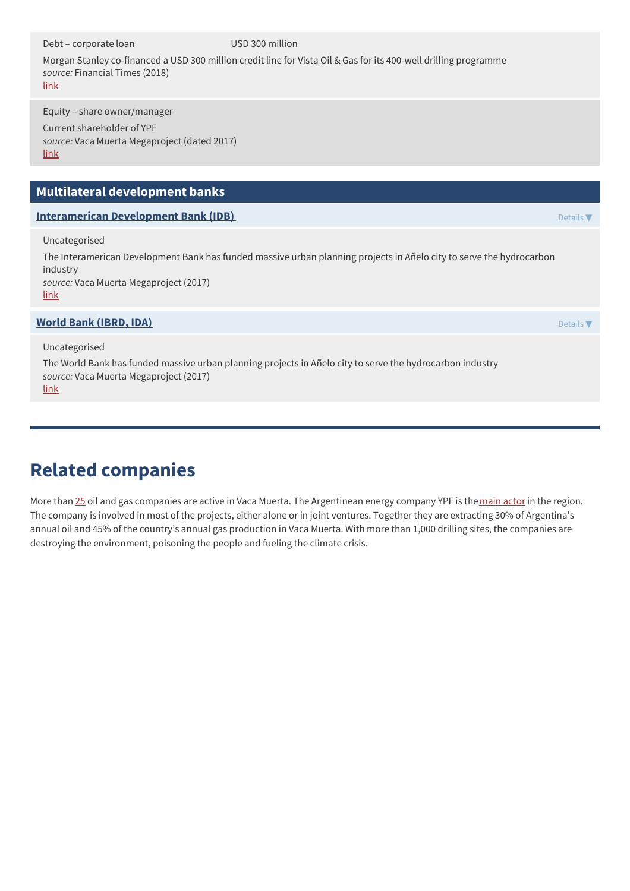Debt – corporate loan USD 300 million

Morgan Stanley co-financed a USD 300 million credit line for Vista Oil & Gas for its 400-well drilling programme
*source:* Financial Times (2018)
link

Equity – share owner/manager

Current shareholder of YPF
*source:* Vaca Muerta Megaproject (dated 2017)
link

## Multilateral development banks

**Interamerican Development Bank (IDB)**

Details ▼

Uncategorised

The Interamerican Development Bank has funded massive urban planning projects in Añelo city to serve the hydrocarbon industry
*source:* Vaca Muerta Megaproject (2017)
link

**World Bank (IBRD, IDA)**

Details ▼

Uncategorised

The World Bank has funded massive urban planning projects in Añelo city to serve the hydrocarbon industry
*source:* Vaca Muerta Megaproject (2017)
link

# Related companies

More than 25 oil and gas companies are active in Vaca Muerta. The Argentinean energy company YPF is the main actor in the region. The company is involved in most of the projects, either alone or in joint ventures. Together they are extracting 30% of Argentina's annual oil and 45% of the country's annual gas production in Vaca Muerta. With more than 1,000 drilling sites, the companies are destroying the environment, poisoning the people and fueling the climate crisis.